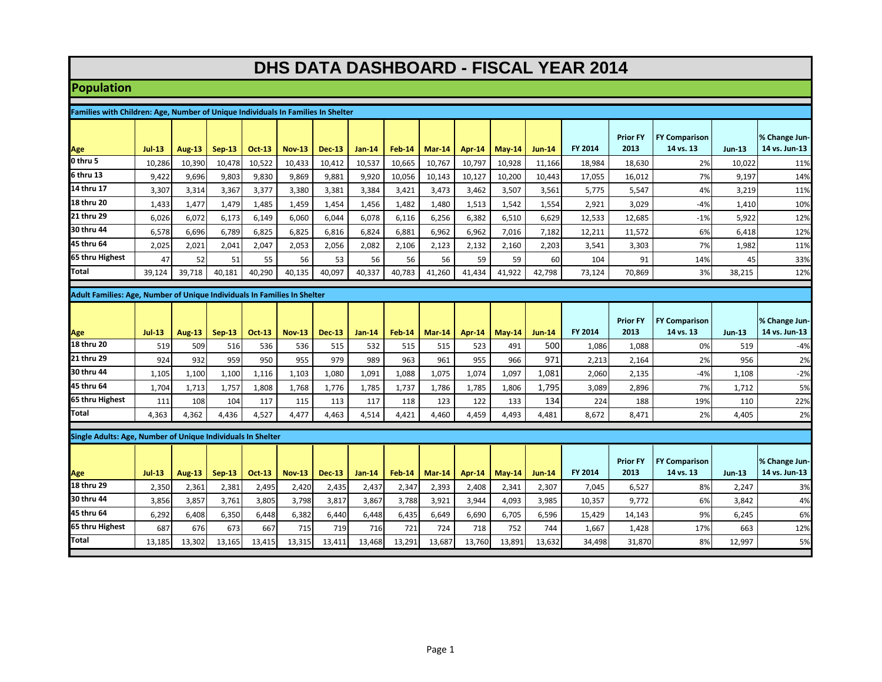# DHS DATA DASHBOARD - FISCAL YEAR 2014

## Population

### Families with Children: Age, Number of Unique Individuals In Families In Shelter

| Age | Jul-13 | Aug-13 | Sep-13 | Oct-13 | Nov-13 | Dec-13 | Jan-14 | Feb-14 | Mar-14 | Apr-14 | May-14 | Jun-14 | FY 2014 | Prior FY 2013 | FY Comparison 14 vs. 13 | Jun-13 | % Change Jun-14 vs. Jun-13 |
|---|---|---|---|---|---|---|---|---|---|---|---|---|---|---|---|---|---|
| 0 thru 5 | 10,286 | 10,390 | 10,478 | 10,522 | 10,433 | 10,412 | 10,537 | 10,665 | 10,767 | 10,797 | 10,928 | 11,166 | 18,984 | 18,630 | 2% | 10,022 | 11% |
| 6 thru 13 | 9,422 | 9,696 | 9,803 | 9,830 | 9,869 | 9,881 | 9,920 | 10,056 | 10,143 | 10,127 | 10,200 | 10,443 | 17,055 | 16,012 | 7% | 9,197 | 14% |
| 14 thru 17 | 3,307 | 3,314 | 3,367 | 3,377 | 3,380 | 3,381 | 3,384 | 3,421 | 3,473 | 3,462 | 3,507 | 3,561 | 5,775 | 5,547 | 4% | 3,219 | 11% |
| 18 thru 20 | 1,433 | 1,477 | 1,479 | 1,485 | 1,459 | 1,454 | 1,456 | 1,482 | 1,480 | 1,513 | 1,542 | 1,554 | 2,921 | 3,029 | -4% | 1,410 | 10% |
| 21 thru 29 | 6,026 | 6,072 | 6,173 | 6,149 | 6,060 | 6,044 | 6,078 | 6,116 | 6,256 | 6,382 | 6,510 | 6,629 | 12,533 | 12,685 | -1% | 5,922 | 12% |
| 30 thru 44 | 6,578 | 6,696 | 6,789 | 6,825 | 6,825 | 6,816 | 6,824 | 6,881 | 6,962 | 6,962 | 7,016 | 7,182 | 12,211 | 11,572 | 6% | 6,418 | 12% |
| 45 thru 64 | 2,025 | 2,021 | 2,041 | 2,047 | 2,053 | 2,056 | 2,082 | 2,106 | 2,123 | 2,132 | 2,160 | 2,203 | 3,541 | 3,303 | 7% | 1,982 | 11% |
| 65 thru Highest | 47 | 52 | 51 | 55 | 56 | 53 | 56 | 56 | 56 | 59 | 59 | 60 | 104 | 91 | 14% | 45 | 33% |
| Total | 39,124 | 39,718 | 40,181 | 40,290 | 40,135 | 40,097 | 40,337 | 40,783 | 41,260 | 41,434 | 41,922 | 42,798 | 73,124 | 70,869 | 3% | 38,215 | 12% |

### Adult Families: Age, Number of Unique Individuals In Families In Shelter

| Age | Jul-13 | Aug-13 | Sep-13 | Oct-13 | Nov-13 | Dec-13 | Jan-14 | Feb-14 | Mar-14 | Apr-14 | May-14 | Jun-14 | FY 2014 | Prior FY 2013 | FY Comparison 14 vs. 13 | Jun-13 | % Change Jun-14 vs. Jun-13 |
|---|---|---|---|---|---|---|---|---|---|---|---|---|---|---|---|---|---|
| 18 thru 20 | 519 | 509 | 516 | 536 | 536 | 515 | 532 | 515 | 515 | 523 | 491 | 500 | 1,086 | 1,088 | 0% | 519 | -4% |
| 21 thru 29 | 924 | 932 | 959 | 950 | 955 | 979 | 989 | 963 | 961 | 955 | 966 | 971 | 2,213 | 2,164 | 2% | 956 | 2% |
| 30 thru 44 | 1,105 | 1,100 | 1,100 | 1,116 | 1,103 | 1,080 | 1,091 | 1,088 | 1,075 | 1,074 | 1,097 | 1,081 | 2,060 | 2,135 | -4% | 1,108 | -2% |
| 45 thru 64 | 1,704 | 1,713 | 1,757 | 1,808 | 1,768 | 1,776 | 1,785 | 1,737 | 1,786 | 1,785 | 1,806 | 1,795 | 3,089 | 2,896 | 7% | 1,712 | 5% |
| 65 thru Highest | 111 | 108 | 104 | 117 | 115 | 113 | 117 | 118 | 123 | 122 | 133 | 134 | 224 | 188 | 19% | 110 | 22% |
| Total | 4,363 | 4,362 | 4,436 | 4,527 | 4,477 | 4,463 | 4,514 | 4,421 | 4,460 | 4,459 | 4,493 | 4,481 | 8,672 | 8,471 | 2% | 4,405 | 2% |

### Single Adults: Age, Number of Unique Individuals In Shelter

| Age | Jul-13 | Aug-13 | Sep-13 | Oct-13 | Nov-13 | Dec-13 | Jan-14 | Feb-14 | Mar-14 | Apr-14 | May-14 | Jun-14 | FY 2014 | Prior FY 2013 | FY Comparison 14 vs. 13 | Jun-13 | % Change Jun-14 vs. Jun-13 |
|---|---|---|---|---|---|---|---|---|---|---|---|---|---|---|---|---|---|
| 18 thru 29 | 2,350 | 2,361 | 2,381 | 2,495 | 2,420 | 2,435 | 2,437 | 2,347 | 2,393 | 2,408 | 2,341 | 2,307 | 7,045 | 6,527 | 8% | 2,247 | 3% |
| 30 thru 44 | 3,856 | 3,857 | 3,761 | 3,805 | 3,798 | 3,817 | 3,867 | 3,788 | 3,921 | 3,944 | 4,093 | 3,985 | 10,357 | 9,772 | 6% | 3,842 | 4% |
| 45 thru 64 | 6,292 | 6,408 | 6,350 | 6,448 | 6,382 | 6,440 | 6,448 | 6,435 | 6,649 | 6,690 | 6,705 | 6,596 | 15,429 | 14,143 | 9% | 6,245 | 6% |
| 65 thru Highest | 687 | 676 | 673 | 667 | 715 | 719 | 716 | 721 | 724 | 718 | 752 | 744 | 1,667 | 1,428 | 17% | 663 | 12% |
| Total | 13,185 | 13,302 | 13,165 | 13,415 | 13,315 | 13,411 | 13,468 | 13,291 | 13,687 | 13,760 | 13,891 | 13,632 | 34,498 | 31,870 | 8% | 12,997 | 5% |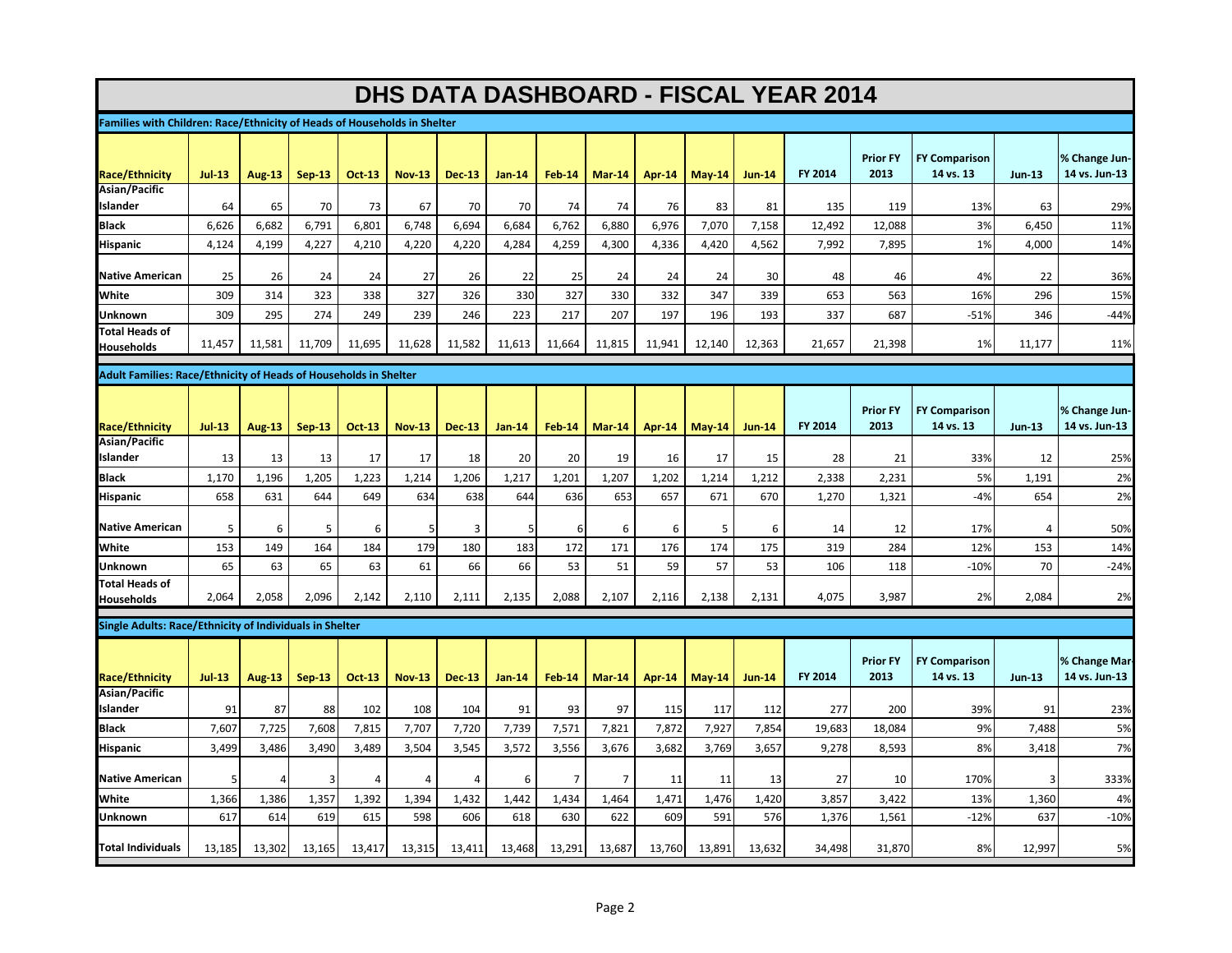# DHS DATA DASHBOARD - FISCAL YEAR 2014

## Families with Children: Race/Ethnicity of Heads of Households in Shelter

| Race/Ethnicity | Jul-13 | Aug-13 | Sep-13 | Oct-13 | Nov-13 | Dec-13 | Jan-14 | Feb-14 | Mar-14 | Apr-14 | May-14 | Jun-14 | FY 2014 | Prior FY 2013 | FY Comparison 14 vs. 13 | Jun-13 | % Change Jun-14 vs. Jun-13 |
|---|---|---|---|---|---|---|---|---|---|---|---|---|---|---|---|---|---|
| Asian/Pacific Islander | 64 | 65 | 70 | 73 | 67 | 70 | 70 | 74 | 74 | 76 | 83 | 81 | 135 | 119 | 13% | 63 | 29% |
| Black | 6,626 | 6,682 | 6,791 | 6,801 | 6,748 | 6,694 | 6,684 | 6,762 | 6,880 | 6,976 | 7,070 | 7,158 | 12,492 | 12,088 | 3% | 6,450 | 11% |
| Hispanic | 4,124 | 4,199 | 4,227 | 4,210 | 4,220 | 4,220 | 4,284 | 4,259 | 4,300 | 4,336 | 4,420 | 4,562 | 7,992 | 7,895 | 1% | 4,000 | 14% |
| Native American | 25 | 26 | 24 | 24 | 27 | 26 | 22 | 25 | 24 | 24 | 24 | 30 | 48 | 46 | 4% | 22 | 36% |
| White | 309 | 314 | 323 | 338 | 327 | 326 | 330 | 327 | 330 | 332 | 347 | 339 | 653 | 563 | 16% | 296 | 15% |
| Unknown | 309 | 295 | 274 | 249 | 239 | 246 | 223 | 217 | 207 | 197 | 196 | 193 | 337 | 687 | -51% | 346 | -44% |
| Total Heads of Households | 11,457 | 11,581 | 11,709 | 11,695 | 11,628 | 11,582 | 11,613 | 11,664 | 11,815 | 11,941 | 12,140 | 12,363 | 21,657 | 21,398 | 1% | 11,177 | 11% |

## Adult Families: Race/Ethnicity of Heads of Households in Shelter

| Race/Ethnicity | Jul-13 | Aug-13 | Sep-13 | Oct-13 | Nov-13 | Dec-13 | Jan-14 | Feb-14 | Mar-14 | Apr-14 | May-14 | Jun-14 | FY 2014 | Prior FY 2013 | FY Comparison 14 vs. 13 | Jun-13 | % Change Jun-14 vs. Jun-13 |
|---|---|---|---|---|---|---|---|---|---|---|---|---|---|---|---|---|---|
| Asian/Pacific Islander | 13 | 13 | 13 | 17 | 17 | 18 | 20 | 20 | 19 | 16 | 17 | 15 | 28 | 21 | 33% | 12 | 25% |
| Black | 1,170 | 1,196 | 1,205 | 1,223 | 1,214 | 1,206 | 1,217 | 1,201 | 1,207 | 1,202 | 1,214 | 1,212 | 2,338 | 2,231 | 5% | 1,191 | 2% |
| Hispanic | 658 | 631 | 644 | 649 | 634 | 638 | 644 | 636 | 653 | 657 | 671 | 670 | 1,270 | 1,321 | -4% | 654 | 2% |
| Native American | 5 | 6 | 5 | 6 | 5 | 3 | 5 | 6 | 6 | 6 | 5 | 6 | 14 | 12 | 17% | 4 | 50% |
| White | 153 | 149 | 164 | 184 | 179 | 180 | 183 | 172 | 171 | 176 | 174 | 175 | 319 | 284 | 12% | 153 | 14% |
| Unknown | 65 | 63 | 65 | 63 | 61 | 66 | 66 | 53 | 51 | 59 | 57 | 53 | 106 | 118 | -10% | 70 | -24% |
| Total Heads of Households | 2,064 | 2,058 | 2,096 | 2,142 | 2,110 | 2,111 | 2,135 | 2,088 | 2,107 | 2,116 | 2,138 | 2,131 | 4,075 | 3,987 | 2% | 2,084 | 2% |

## Single Adults: Race/Ethnicity of Individuals in Shelter

| Race/Ethnicity | Jul-13 | Aug-13 | Sep-13 | Oct-13 | Nov-13 | Dec-13 | Jan-14 | Feb-14 | Mar-14 | Apr-14 | May-14 | Jun-14 | FY 2014 | Prior FY 2013 | FY Comparison 14 vs. 13 | Jun-13 | % Change Mar-14 vs. Jun-13 |
|---|---|---|---|---|---|---|---|---|---|---|---|---|---|---|---|---|---|
| Asian/Pacific Islander | 91 | 87 | 88 | 102 | 108 | 104 | 91 | 93 | 97 | 115 | 117 | 112 | 277 | 200 | 39% | 91 | 23% |
| Black | 7,607 | 7,725 | 7,608 | 7,815 | 7,707 | 7,720 | 7,739 | 7,571 | 7,821 | 7,872 | 7,927 | 7,854 | 19,683 | 18,084 | 9% | 7,488 | 5% |
| Hispanic | 3,499 | 3,486 | 3,490 | 3,489 | 3,504 | 3,545 | 3,572 | 3,556 | 3,676 | 3,682 | 3,769 | 3,657 | 9,278 | 8,593 | 8% | 3,418 | 7% |
| Native American | 5 | 4 | 3 | 4 | 4 | 4 | 6 | 7 | 7 | 11 | 11 | 13 | 27 | 10 | 170% | 3 | 333% |
| White | 1,366 | 1,386 | 1,357 | 1,392 | 1,394 | 1,432 | 1,442 | 1,434 | 1,464 | 1,471 | 1,476 | 1,420 | 3,857 | 3,422 | 13% | 1,360 | 4% |
| Unknown | 617 | 614 | 619 | 615 | 598 | 606 | 618 | 630 | 622 | 609 | 591 | 576 | 1,376 | 1,561 | -12% | 637 | -10% |
| Total Individuals | 13,185 | 13,302 | 13,165 | 13,417 | 13,315 | 13,411 | 13,468 | 13,291 | 13,687 | 13,760 | 13,891 | 13,632 | 34,498 | 31,870 | 8% | 12,997 | 5% |